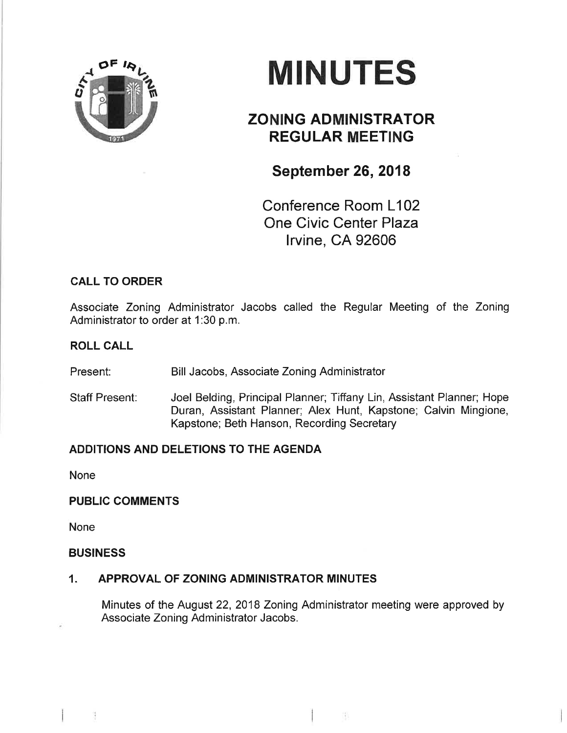# MINUTES

## ZONING ADMINISTRATOR REGULAR MEETING

### September 26, 2018

Conference Room L102
One Civic Center Plaza
Irvine, CA 92606

**CALL TO ORDER**

Associate Zoning Administrator Jacobs called the Regular Meeting of the Zoning Administrator to order at 1:30 p.m.

**ROLL CALL**

Present: Bill Jacobs, Associate Zoning Administrator

Staff Present: Joel Belding, Principal Planner; Tiffany Lin, Assistant Planner; Hope Duran, Assistant Planner; Alex Hunt, Kapstone; Calvin Mingione, Kapstone; Beth Hanson, Recording Secretary

**ADDITIONS AND DELETIONS TO THE AGENDA**

None

**PUBLIC COMMENTS**

None

**BUSINESS**

**1. APPROVAL OF ZONING ADMINISTRATOR MINUTES**

Minutes of the August 22, 2018 Zoning Administrator meeting were approved by Associate Zoning Administrator Jacobs.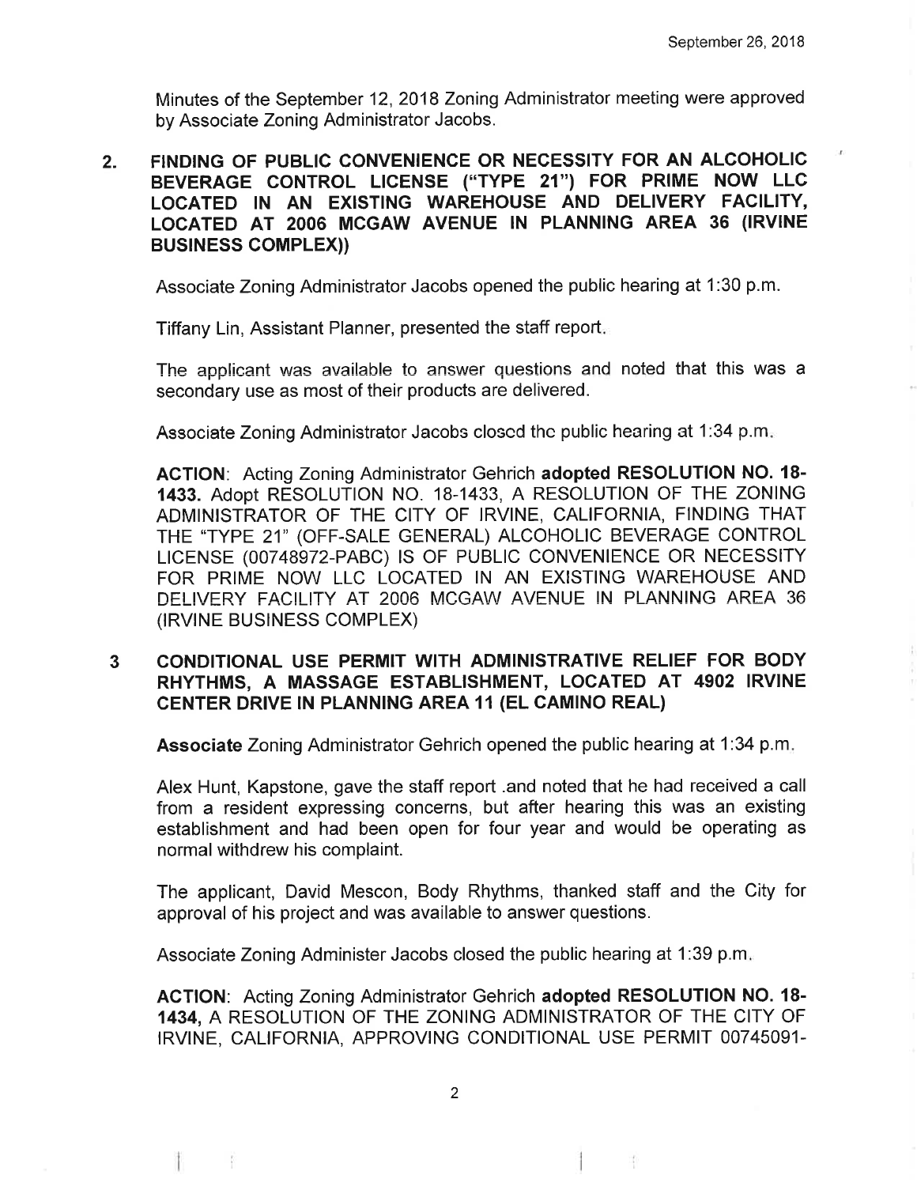Minutes of the September 12, 2018 Zoning Administrator meeting were approved by Associate Zoning Administrator Jacobs.

2. **FINDING OF PUBLIC CONVENIENCE OR NECESSITY FOR AN ALCOHOLIC BEVERAGE CONTROL LICENSE ("TYPE 21") FOR PRIME NOW LLC LOCATED IN AN EXISTING WAREHOUSE AND DELIVERY FACILITY, LOCATED AT 2006 MCGAW AVENUE IN PLANNING AREA 36 (IRVINE BUSINESS COMPLEX))**

   Associate Zoning Administrator Jacobs opened the public hearing at 1:30 p.m.

   Tiffany Lin, Assistant Planner, presented the staff report.

   The applicant was available to answer questions and noted that this was a secondary use as most of their products are delivered.

   Associate Zoning Administrator Jacobs closed the public hearing at 1:34 p.m.

   **ACTION**: Acting Zoning Administrator Gehrich **adopted RESOLUTION NO. 18-1433.** Adopt RESOLUTION NO. 18-1433, A RESOLUTION OF THE ZONING ADMINISTRATOR OF THE CITY OF IRVINE, CALIFORNIA, FINDING THAT THE "TYPE 21" (OFF-SALE GENERAL) ALCOHOLIC BEVERAGE CONTROL LICENSE (00748972-PABC) IS OF PUBLIC CONVENIENCE OR NECESSITY FOR PRIME NOW LLC LOCATED IN AN EXISTING WAREHOUSE AND DELIVERY FACILITY AT 2006 MCGAW AVENUE IN PLANNING AREA 36 (IRVINE BUSINESS COMPLEX)

3 **CONDITIONAL USE PERMIT WITH ADMINISTRATIVE RELIEF FOR BODY RHYTHMS, A MASSAGE ESTABLISHMENT, LOCATED AT 4902 IRVINE CENTER DRIVE IN PLANNING AREA 11 (EL CAMINO REAL)**

   **Associate** Zoning Administrator Gehrich opened the public hearing at 1:34 p.m.

   Alex Hunt, Kapstone, gave the staff report .and noted that he had received a call from a resident expressing concerns, but after hearing this was an existing establishment and had been open for four year and would be operating as normal withdrew his complaint.

   The applicant, David Mescon, Body Rhythms, thanked staff and the City for approval of his project and was available to answer questions.

   Associate Zoning Administer Jacobs closed the public hearing at 1:39 p.m.

   **ACTION**: Acting Zoning Administrator Gehrich **adopted RESOLUTION NO. 18-1434,** A RESOLUTION OF THE ZONING ADMINISTRATOR OF THE CITY OF IRVINE, CALIFORNIA, APPROVING CONDITIONAL USE PERMIT 00745091-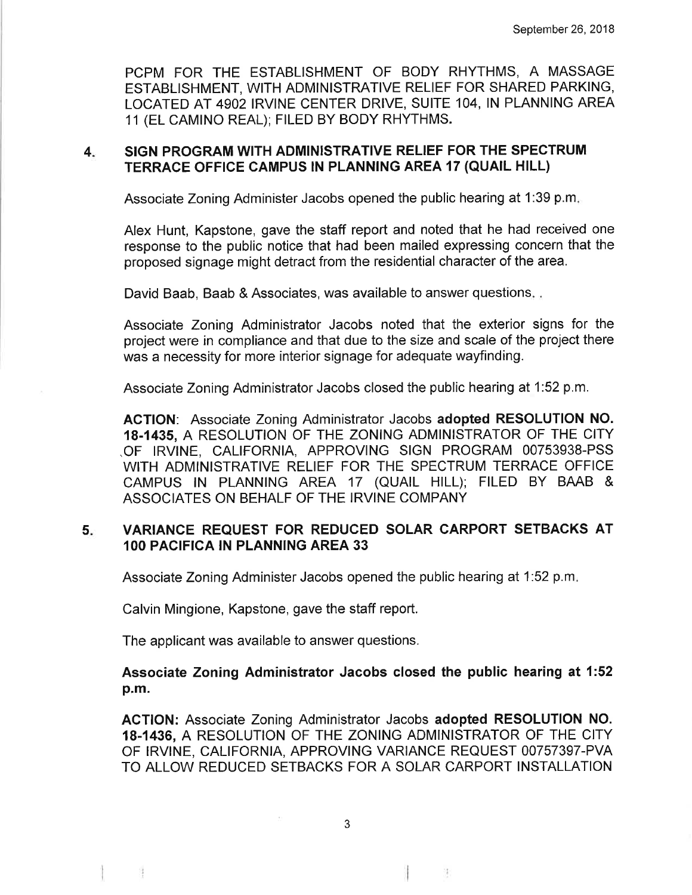PCPM FOR THE ESTABLISHMENT OF BODY RHYTHMS, A MASSAGE ESTABLISHMENT, WITH ADMINISTRATIVE RELIEF FOR SHARED PARKING, LOCATED AT 4902 IRVINE CENTER DRIVE, SUITE 104, IN PLANNING AREA 11 (EL CAMINO REAL); FILED BY BODY RHYTHMS.

## 4. SIGN PROGRAM WITH ADMINISTRATIVE RELIEF FOR THE SPECTRUM TERRACE OFFICE CAMPUS IN PLANNING AREA 17 (QUAIL HILL)

Associate Zoning Administer Jacobs opened the public hearing at 1:39 p.m.

Alex Hunt, Kapstone, gave the staff report and noted that he had received one response to the public notice that had been mailed expressing concern that the proposed signage might detract from the residential character of the area.

David Baab, Baab & Associates, was available to answer questions. .

Associate Zoning Administrator Jacobs noted that the exterior signs for the project were in compliance and that due to the size and scale of the project there was a necessity for more interior signage for adequate wayfinding.

Associate Zoning Administrator Jacobs closed the public hearing at 1:52 p.m.

**ACTION**: Associate Zoning Administrator Jacobs **adopted RESOLUTION NO. 18-1435,** A RESOLUTION OF THE ZONING ADMINISTRATOR OF THE CITY OF IRVINE, CALIFORNIA, APPROVING SIGN PROGRAM 00753938-PSS WITH ADMINISTRATIVE RELIEF FOR THE SPECTRUM TERRACE OFFICE CAMPUS IN PLANNING AREA 17 (QUAIL HILL); FILED BY BAAB & ASSOCIATES ON BEHALF OF THE IRVINE COMPANY

## 5. VARIANCE REQUEST FOR REDUCED SOLAR CARPORT SETBACKS AT 100 PACIFICA IN PLANNING AREA 33

Associate Zoning Administer Jacobs opened the public hearing at 1:52 p.m.

Calvin Mingione, Kapstone, gave the staff report.

The applicant was available to answer questions.

**Associate Zoning Administrator Jacobs closed the public hearing at 1:52 p.m.**

**ACTION:** Associate Zoning Administrator Jacobs **adopted RESOLUTION NO. 18-1436,** A RESOLUTION OF THE ZONING ADMINISTRATOR OF THE CITY OF IRVINE, CALIFORNIA, APPROVING VARIANCE REQUEST 00757397-PVA TO ALLOW REDUCED SETBACKS FOR A SOLAR CARPORT INSTALLATION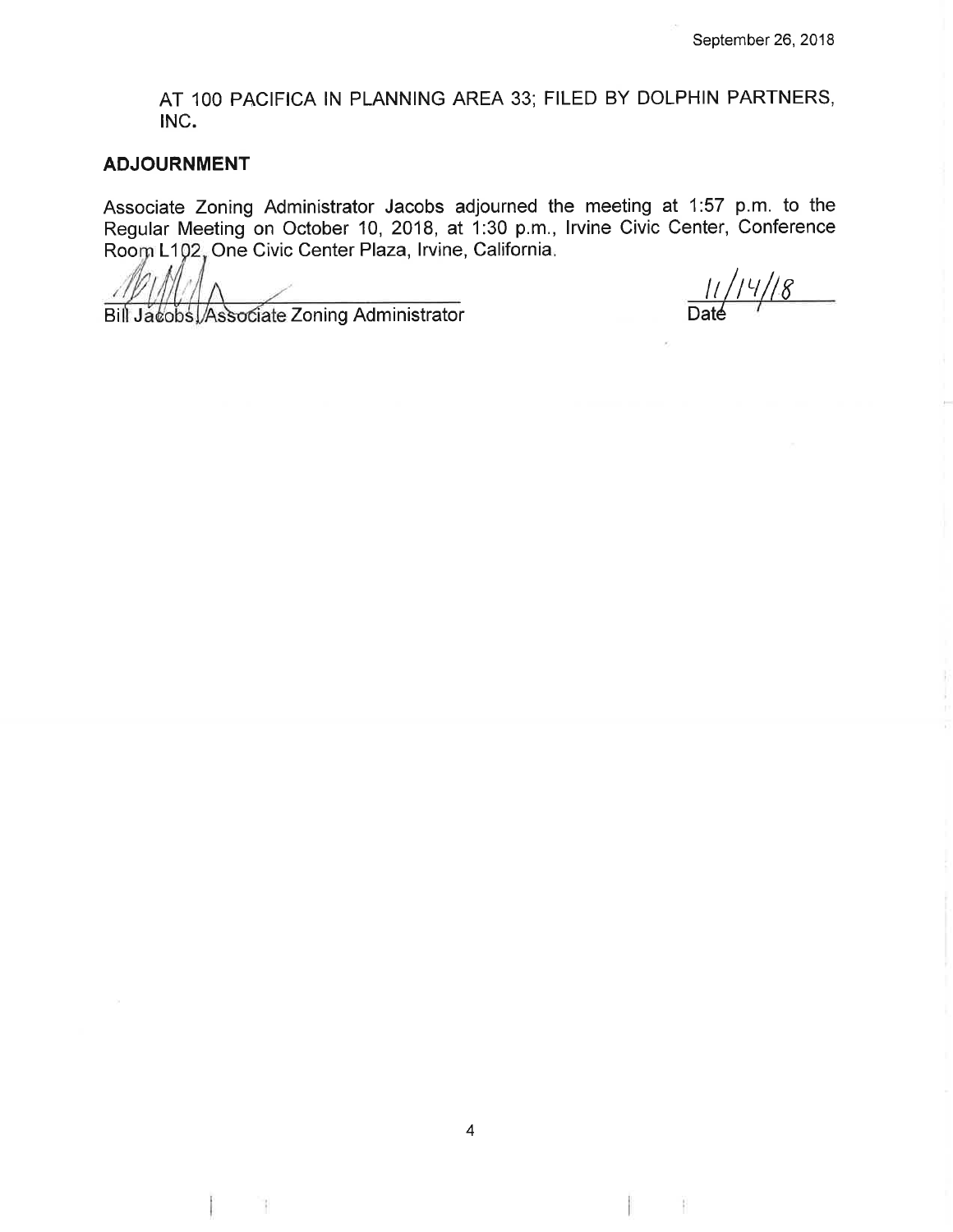AT 100 PACIFICA IN PLANNING AREA 33; FILED BY DOLPHIN PARTNERS, INC.

## ADJOURNMENT

Associate Zoning Administrator Jacobs adjourned the meeting at 1:57 p.m. to the Regular Meeting on October 10, 2018, at 1:30 p.m., Irvine Civic Center, Conference Room L102, One Civic Center Plaza, Irvine, California.

Bill Jacobs, Associate Zoning Administrator

11/14/18
Date